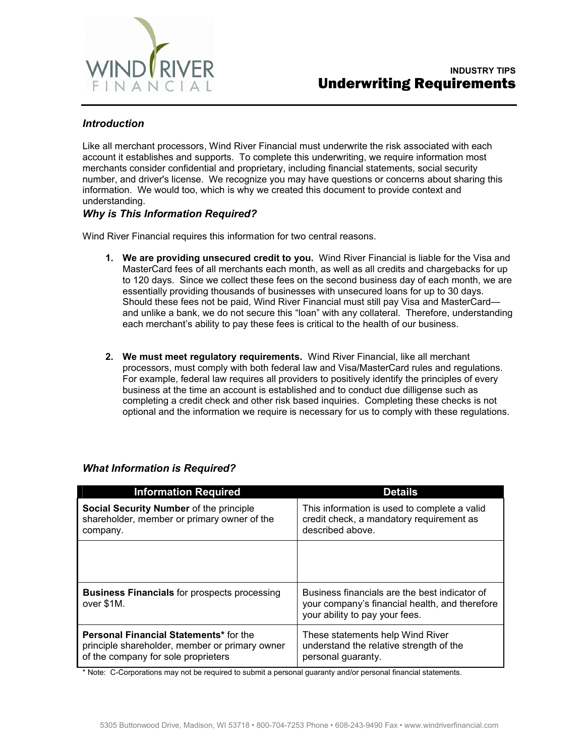WIND RIVER FINANCIAL

INDUSTRY TIPS

# Underwriting Requirements

## *Introduction*

Like all merchant processors, Wind River Financial must underwrite the risk associated with each account it establishes and supports. To complete this underwriting, we require information most merchants consider confidential and proprietary, including financial statements, social security number, and driver's license. We recognize you may have questions or concerns about sharing this information. We would too, which is why we created this document to provide context and understanding.

## *Why is This Information Required?*

Wind River Financial requires this information for two central reasons.

1. **We are providing unsecured credit to you.** Wind River Financial is liable for the Visa and MasterCard fees of all merchants each month, as well as all credits and chargebacks for up to 120 days. Since we collect these fees on the second business day of each month, we are essentially providing thousands of businesses with unsecured loans for up to 30 days. Should these fees not be paid, Wind River Financial must still pay Visa and MasterCard—and unlike a bank, we do not secure this "loan" with any collateral. Therefore, understanding each merchant's ability to pay these fees is critical to the health of our business.

2. **We must meet regulatory requirements.** Wind River Financial, like all merchant processors, must comply with both federal law and Visa/MasterCard rules and regulations. For example, federal law requires all providers to positively identify the principles of every business at the time an account is established and to conduct due dilligense such as completing a credit check and other risk based inquiries. Completing these checks is not optional and the information we require is necessary for us to comply with these regulations.

## *What Information is Required?*

| Information Required | Details |
|---|---|
| **Social Security Number** of the principle shareholder, member or primary owner of the company. | This information is used to complete a valid credit check, a mandatory requirement as described above. |
| | |
| **Business Financials** for prospects processing over $1M. | Business financials are the best indicator of your company's financial health, and therefore your ability to pay your fees. |
| **Personal Financial Statements*** for the principle shareholder, member or primary owner of the company for sole proprieters | These statements help Wind River understand the relative strength of the personal guaranty. |

\* Note: C-Corporations may not be required to submit a personal guaranty and/or personal financial statements.

5305 Buttonwood Drive, Madison, WI 53718 • 800-704-7253 Phone • 608-243-9490 Fax • www.windriverfinancial.com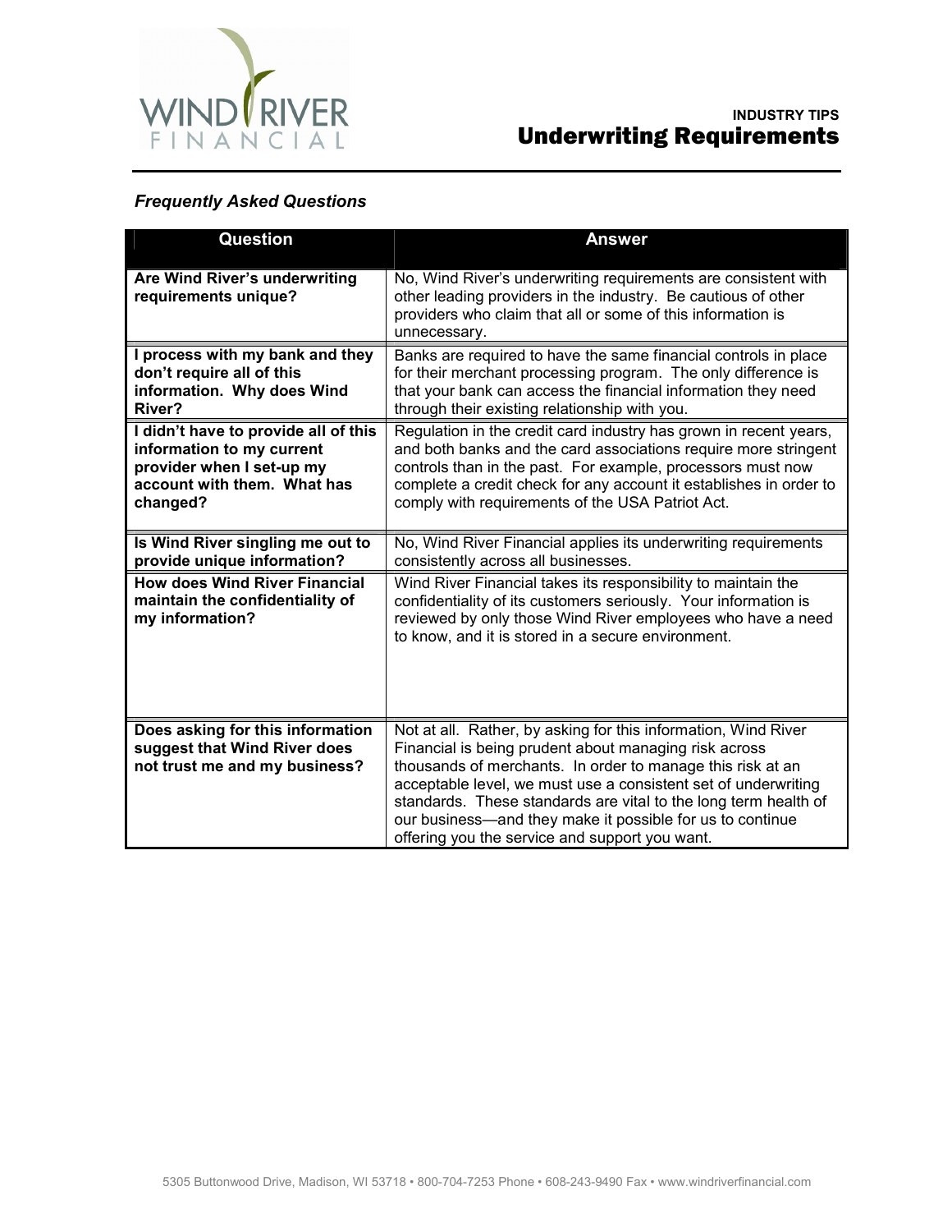INDUSTRY TIPS

# Underwriting Requirements

***Frequently Asked Questions***

| Question | Answer |
|---|---|
| **Are Wind River's underwriting requirements unique?** | No, Wind River's underwriting requirements are consistent with other leading providers in the industry. Be cautious of other providers who claim that all or some of this information is unnecessary. |
| **I process with my bank and they don't require all of this information. Why does Wind River?** | Banks are required to have the same financial controls in place for their merchant processing program. The only difference is that your bank can access the financial information they need through their existing relationship with you. |
| **I didn't have to provide all of this information to my current provider when I set-up my account with them. What has changed?** | Regulation in the credit card industry has grown in recent years, and both banks and the card associations require more stringent controls than in the past. For example, processors must now complete a credit check for any account it establishes in order to comply with requirements of the USA Patriot Act. |
| **Is Wind River singling me out to provide unique information?** | No, Wind River Financial applies its underwriting requirements consistently across all businesses. |
| **How does Wind River Financial maintain the confidentiality of my information?** | Wind River Financial takes its responsibility to maintain the confidentiality of its customers seriously. Your information is reviewed by only those Wind River employees who have a need to know, and it is stored in a secure environment. |
| **Does asking for this information suggest that Wind River does not trust me and my business?** | Not at all. Rather, by asking for this information, Wind River Financial is being prudent about managing risk across thousands of merchants. In order to manage this risk at an acceptable level, we must use a consistent set of underwriting standards. These standards are vital to the long term health of our business—and they make it possible for us to continue offering you the service and support you want. |

5305 Buttonwood Drive, Madison, WI 53718 • 800-704-7253 Phone • 608-243-9490 Fax • www.windriverfinancial.com